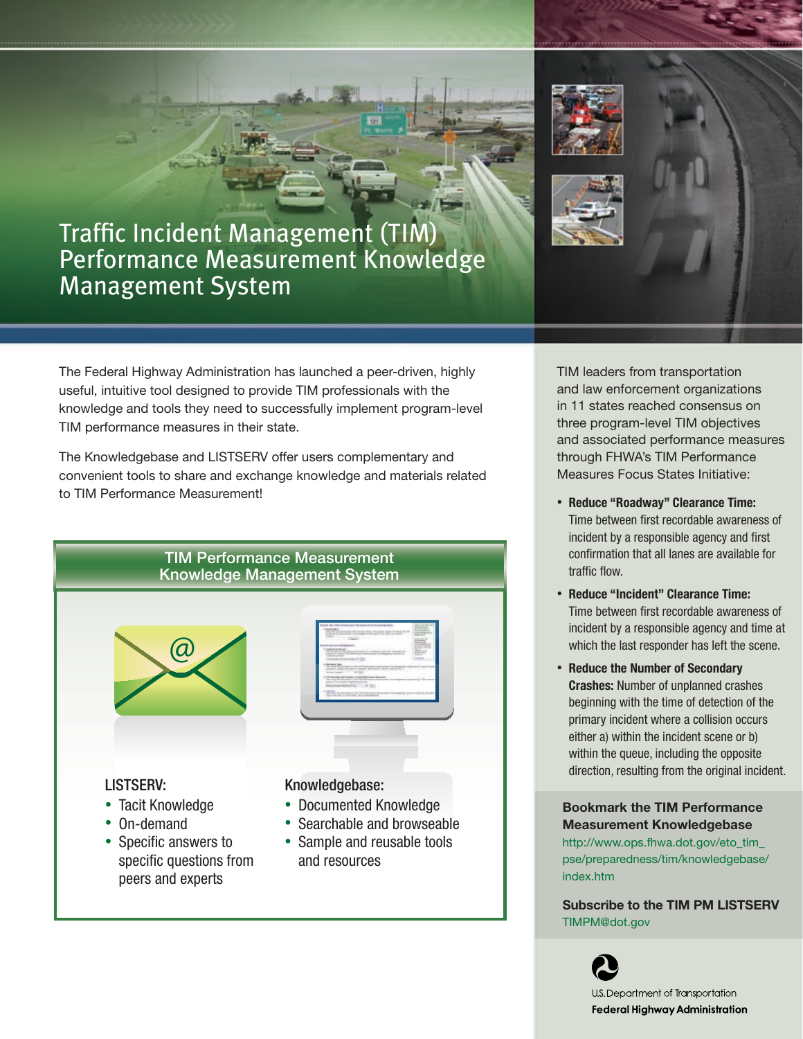# Traffic Incident Management (TIM) Performance Measurement Knowledge Management System

The Federal Highway Administration has launched a peer-driven, highly useful, intuitive tool designed to provide TIM professionals with the knowledge and tools they need to successfully implement program-level TIM performance measures in their state.

The Knowledgebase and LISTSERV offer users complementary and convenient tools to share and exchange knowledge and materials related to TIM Performance Measurement!

## TIM Performance Measurement Knowledge Management System

**LISTSERV:**

- Tacit Knowledge
- On-demand
- Specific answers to specific questions from peers and experts

**Knowledgebase:**

- Documented Knowledge
- Searchable and browseable
- Sample and reusable tools and resources

TIM leaders from transportation and law enforcement organizations in 11 states reached consensus on three program-level TIM objectives and associated performance measures through FHWA's TIM Performance Measures Focus States Initiative:

- **Reduce "Roadway" Clearance Time:** Time between first recordable awareness of incident by a responsible agency and first confirmation that all lanes are available for traffic flow.
- **Reduce "Incident" Clearance Time:** Time between first recordable awareness of incident by a responsible agency and time at which the last responder has left the scene.
- **Reduce the Number of Secondary Crashes:** Number of unplanned crashes beginning with the time of detection of the primary incident where a collision occurs either a) within the incident scene or b) within the queue, including the opposite direction, resulting from the original incident.

**Bookmark the TIM Performance Measurement Knowledgebase**
http://www.ops.fhwa.dot.gov/eto_tim_pse/preparedness/tim/knowledgebase/index.htm

**Subscribe to the TIM PM LISTSERV**
TIMPM@dot.gov

U.S. Department of Transportation
**Federal Highway Administration**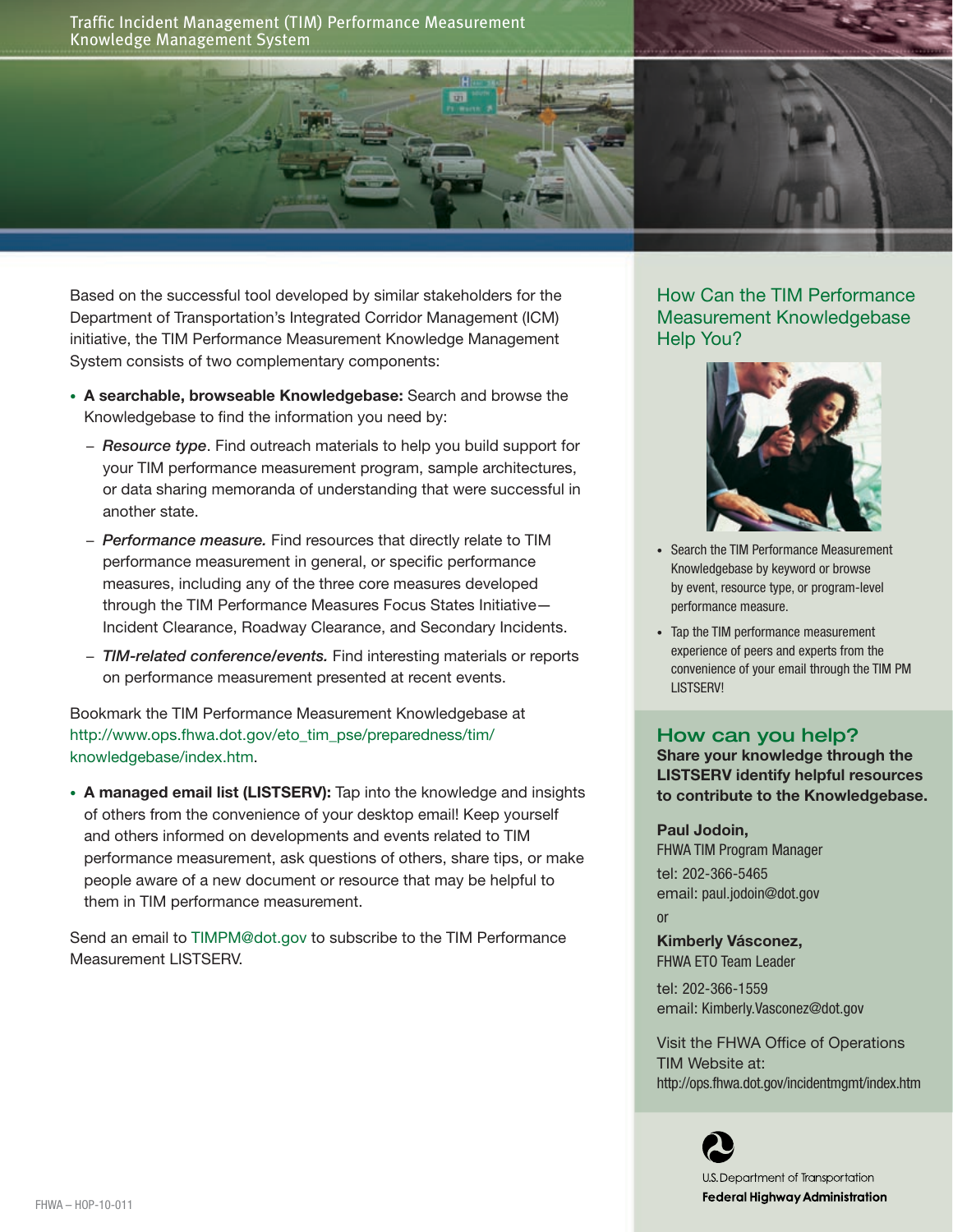Traffic Incident Management (TIM) Performance Measurement Knowledge Management System

Based on the successful tool developed by similar stakeholders for the Department of Transportation's Integrated Corridor Management (ICM) initiative, the TIM Performance Measurement Knowledge Management System consists of two complementary components:

- **A searchable, browseable Knowledgebase:** Search and browse the Knowledgebase to find the information you need by:
  - *Resource type*. Find outreach materials to help you build support for your TIM performance measurement program, sample architectures, or data sharing memoranda of understanding that were successful in another state.
  - *Performance measure.* Find resources that directly relate to TIM performance measurement in general, or specific performance measures, including any of the three core measures developed through the TIM Performance Measures Focus States Initiative—Incident Clearance, Roadway Clearance, and Secondary Incidents.
  - *TIM-related conference/events.* Find interesting materials or reports on performance measurement presented at recent events.

Bookmark the TIM Performance Measurement Knowledgebase at http://www.ops.fhwa.dot.gov/eto_tim_pse/preparedness/tim/knowledgebase/index.htm.

- **A managed email list (LISTSERV):** Tap into the knowledge and insights of others from the convenience of your desktop email! Keep yourself and others informed on developments and events related to TIM performance measurement, ask questions of others, share tips, or make people aware of a new document or resource that may be helpful to them in TIM performance measurement.

Send an email to TIMPM@dot.gov to subscribe to the TIM Performance Measurement LISTSERV.

## How Can the TIM Performance Measurement Knowledgebase Help You?

- Search the TIM Performance Measurement Knowledgebase by keyword or browse by event, resource type, or program-level performance measure.
- Tap the TIM performance measurement experience of peers and experts from the convenience of your email through the TIM PM LISTSERV!

## How can you help?

**Share your knowledge through the LISTSERV identify helpful resources to contribute to the Knowledgebase.**

**Paul Jodoin,**
FHWA TIM Program Manager
tel: 202-366-5465
email: paul.jodoin@dot.gov

or

**Kimberly Vásconez,**
FHWA ETO Team Leader
tel: 202-366-1559
email: Kimberly.Vasconez@dot.gov

Visit the FHWA Office of Operations TIM Website at:
http://ops.fhwa.dot.gov/incidentmgmt/index.htm

U.S. Department of Transportation
**Federal Highway Administration**

FHWA – HOP-10-011